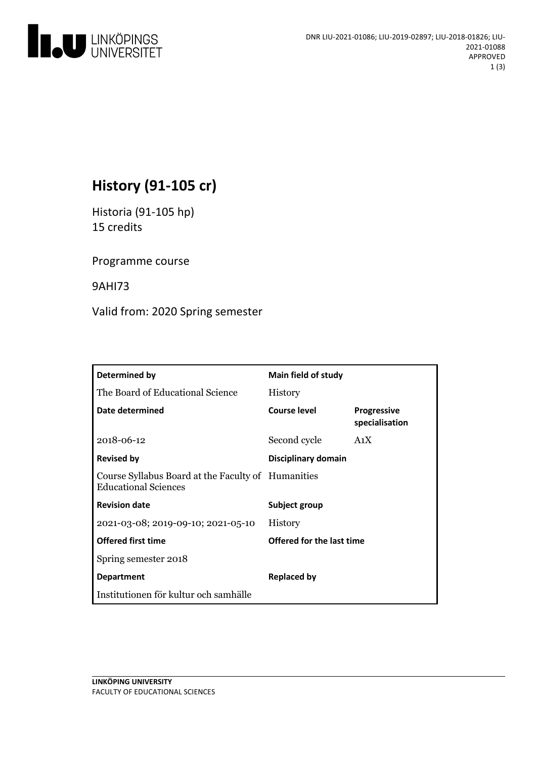DNR LIU-2021-01086; LIU-2019-02897; LIU-2018-01826; LIU-2021-01088
APPROVED

# History (91-105 cr)

Historia (91-105 hp)
15 credits

Programme course

9AHI73

Valid from: 2020 Spring semester

| Determined by | Main field of study | |
|---|---|---|
| The Board of Educational Science | History | |
| **Date determined** | **Course level** | **Progressive specialisation** |
| 2018-06-12 | Second cycle | A1X |
| **Revised by** | **Disciplinary domain** | |
| Course Syllabus Board at the Faculty of Educational Sciences | Humanities | |
| **Revision date** | **Subject group** | |
| 2021-03-08; 2019-09-10; 2021-05-10 | History | |
| **Offered first time** | **Offered for the last time** | |
| Spring semester 2018 | | |
| **Department** | **Replaced by** | |
| Institutionen för kultur och samhälle | | |

**LINKÖPING UNIVERSITY**
FACULTY OF EDUCATIONAL SCIENCES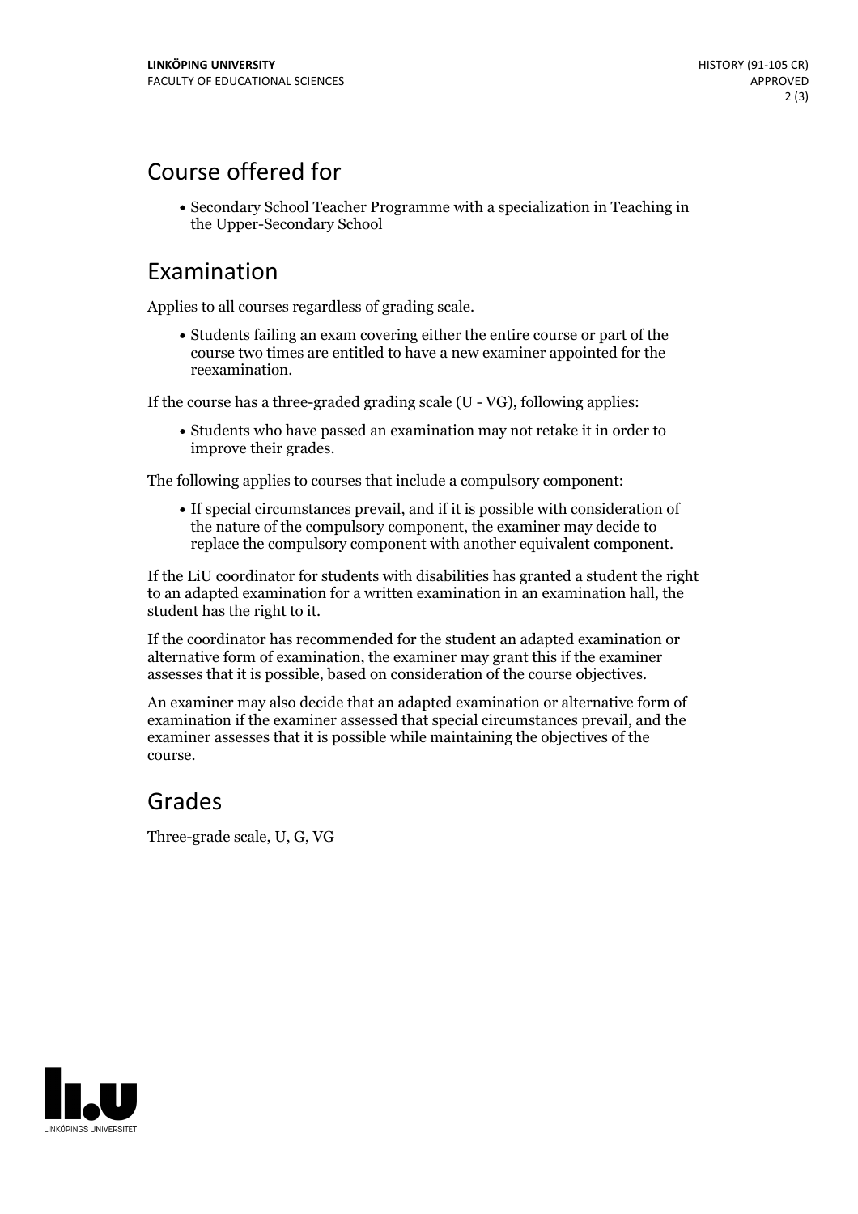## Course offered for

- Secondary School Teacher Programme with a specialization in Teaching in the Upper-Secondary School

## Examination

Applies to all courses regardless of grading scale.

- Students failing an exam covering either the entire course or part of the course two times are entitled to have a new examiner appointed for the reexamination.

If the course has a three-graded grading scale (U - VG), following applies:

- Students who have passed an examination may not retake it in order to improve their grades.

The following applies to courses that include a compulsory component:

- If special circumstances prevail, and if it is possible with consideration of the nature of the compulsory component, the examiner may decide to replace the compulsory component with another equivalent component.

If the LiU coordinator for students with disabilities has granted a student the right to an adapted examination for a written examination in an examination hall, the student has the right to it.

If the coordinator has recommended for the student an adapted examination or alternative form of examination, the examiner may grant this if the examiner assesses that it is possible, based on consideration of the course objectives.

An examiner may also decide that an adapted examination or alternative form of examination if the examiner assessed that special circumstances prevail, and the examiner assesses that it is possible while maintaining the objectives of the course.

## Grades

Three-grade scale, U, G, VG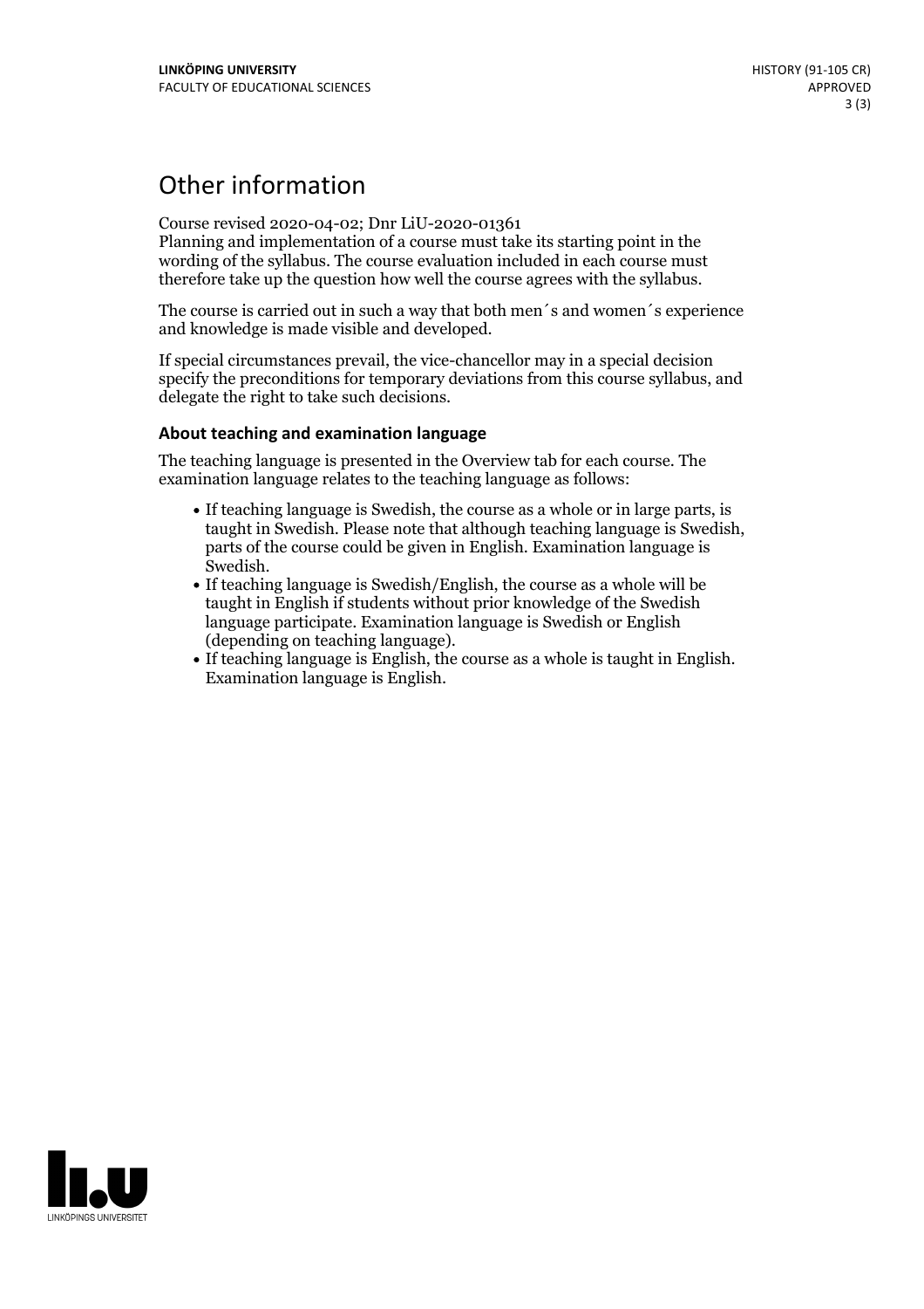# Other information

Course revised 2020-04-02; Dnr LiU-2020-01361
Planning and implementation of a course must take its starting point in the wording of the syllabus. The course evaluation included in each course must therefore take up the question how well the course agrees with the syllabus.

The course is carried out in such a way that both men´s and women´s experience and knowledge is made visible and developed.

If special circumstances prevail, the vice-chancellor may in a special decision specify the preconditions for temporary deviations from this course syllabus, and delegate the right to take such decisions.

## About teaching and examination language

The teaching language is presented in the Overview tab for each course. The examination language relates to the teaching language as follows:

- If teaching language is Swedish, the course as a whole or in large parts, is taught in Swedish. Please note that although teaching language is Swedish, parts of the course could be given in English. Examination language is Swedish.
- If teaching language is Swedish/English, the course as a whole will be taught in English if students without prior knowledge of the Swedish language participate. Examination language is Swedish or English (depending on teaching language).
- If teaching language is English, the course as a whole is taught in English. Examination language is English.